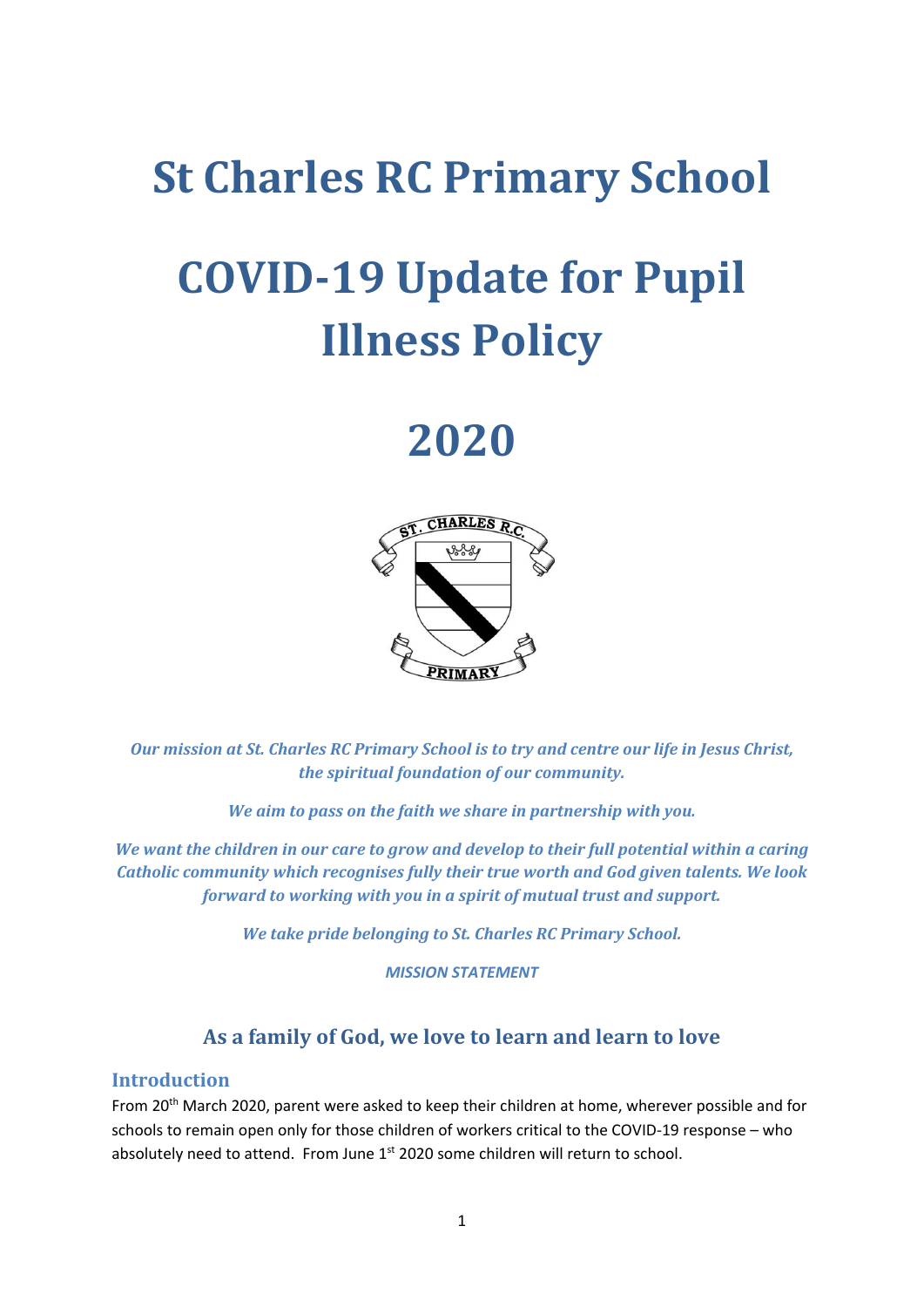# St Charles RC Primary School

# COVID-19 Update for Pupil Illness Policy

# 2020

*Our mission at St. Charles RC Primary School is to try and centre our life in Jesus Christ, the spiritual foundation of our community.*

*We aim to pass on the faith we share in partnership with you.*

*We want the children in our care to grow and develop to their full potential within a caring Catholic community which recognises fully their true worth and God given talents. We look forward to working with you in a spirit of mutual trust and support.*

*We take pride belonging to St. Charles RC Primary School.*

***MISSION STATEMENT***

## As a family of God, we love to learn and learn to love

### Introduction

From 20th March 2020, parent were asked to keep their children at home, wherever possible and for schools to remain open only for those children of workers critical to the COVID-19 response – who absolutely need to attend. From June 1st 2020 some children will return to school.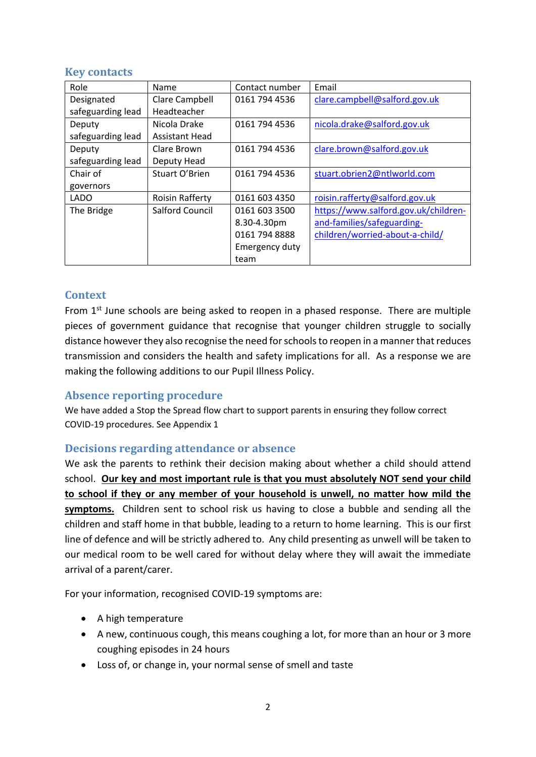## Key contacts

| Role | Name | Contact number | Email |
|---|---|---|---|
| Designated safeguarding lead | Clare Campbell Headteacher | 0161 794 4536 | clare.campbell@salford.gov.uk |
| Deputy safeguarding lead | Nicola Drake Assistant Head | 0161 794 4536 | nicola.drake@salford.gov.uk |
| Deputy safeguarding lead | Clare Brown Deputy Head | 0161 794 4536 | clare.brown@salford.gov.uk |
| Chair of governors | Stuart O'Brien | 0161 794 4536 | stuart.obrien2@ntlworld.com |
| LADO | Roisin Rafferty | 0161 603 4350 | roisin.rafferty@salford.gov.uk |
| The Bridge | Salford Council | 0161 603 3500 8.30-4.30pm 0161 794 8888 Emergency duty team | https://www.salford.gov.uk/children-and-families/safeguarding-children/worried-about-a-child/ |

## Context

From 1st June schools are being asked to reopen in a phased response. There are multiple pieces of government guidance that recognise that younger children struggle to socially distance however they also recognise the need for schools to reopen in a manner that reduces transmission and considers the health and safety implications for all. As a response we are making the following additions to our Pupil Illness Policy.

## Absence reporting procedure

We have added a Stop the Spread flow chart to support parents in ensuring they follow correct COVID-19 procedures. See Appendix 1

## Decisions regarding attendance or absence

We ask the parents to rethink their decision making about whether a child should attend school. **Our key and most important rule is that you must absolutely NOT send your child to school if they or any member of your household is unwell, no matter how mild the symptoms.** Children sent to school risk us having to close a bubble and sending all the children and staff home in that bubble, leading to a return to home learning. This is our first line of defence and will be strictly adhered to. Any child presenting as unwell will be taken to our medical room to be well cared for without delay where they will await the immediate arrival of a parent/carer.

For your information, recognised COVID-19 symptoms are:

- A high temperature
- A new, continuous cough, this means coughing a lot, for more than an hour or 3 more coughing episodes in 24 hours
- Loss of, or change in, your normal sense of smell and taste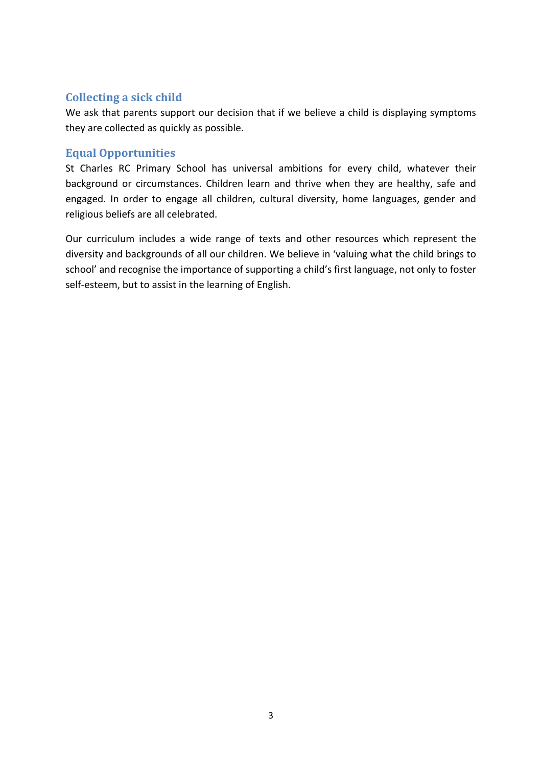## Collecting a sick child

We ask that parents support our decision that if we believe a child is displaying symptoms they are collected as quickly as possible.

## Equal Opportunities

St Charles RC Primary School has universal ambitions for every child, whatever their background or circumstances. Children learn and thrive when they are healthy, safe and engaged. In order to engage all children, cultural diversity, home languages, gender and religious beliefs are all celebrated.

Our curriculum includes a wide range of texts and other resources which represent the diversity and backgrounds of all our children. We believe in 'valuing what the child brings to school' and recognise the importance of supporting a child's first language, not only to foster self-esteem, but to assist in the learning of English.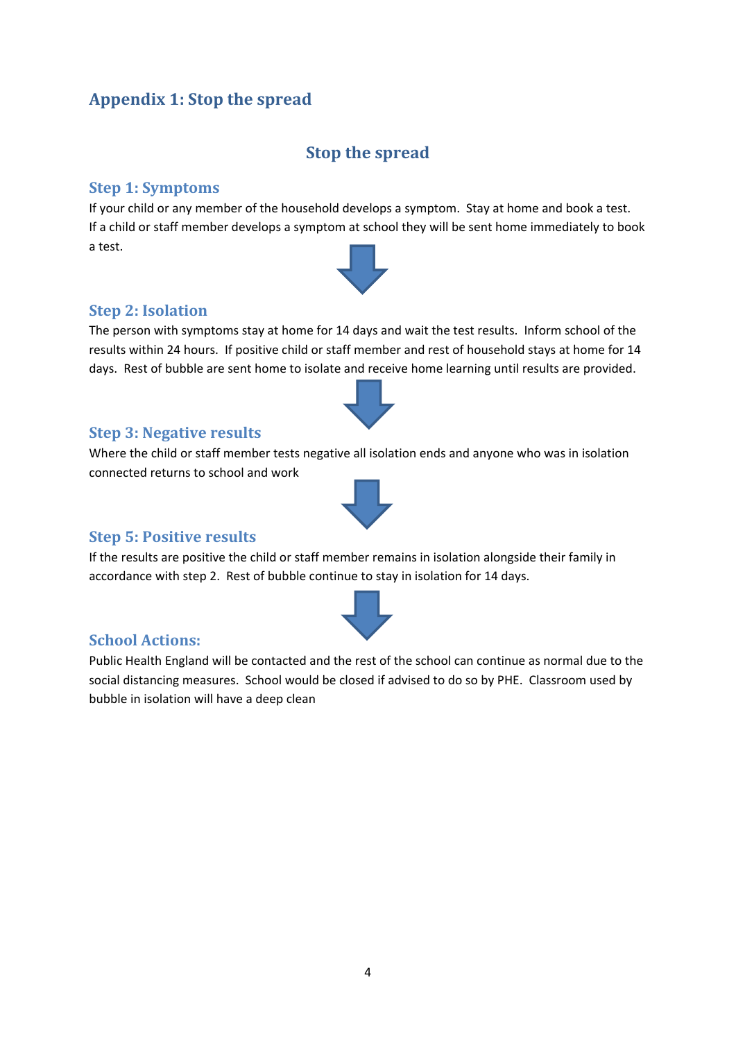# Appendix 1: Stop the spread

## Stop the spread

### Step 1: Symptoms

If your child or any member of the household develops a symptom. Stay at home and book a test. If a child or staff member develops a symptom at school they will be sent home immediately to book a test.

### Step 2: Isolation

The person with symptoms stay at home for 14 days and wait the test results. Inform school of the results within 24 hours. If positive child or staff member and rest of household stays at home for 14 days. Rest of bubble are sent home to isolate and receive home learning until results are provided.

### Step 3: Negative results

Where the child or staff member tests negative all isolation ends and anyone who was in isolation connected returns to school and work

### Step 5: Positive results

If the results are positive the child or staff member remains in isolation alongside their family in accordance with step 2. Rest of bubble continue to stay in isolation for 14 days.

### School Actions:

Public Health England will be contacted and the rest of the school can continue as normal due to the social distancing measures. School would be closed if advised to do so by PHE. Classroom used by bubble in isolation will have a deep clean